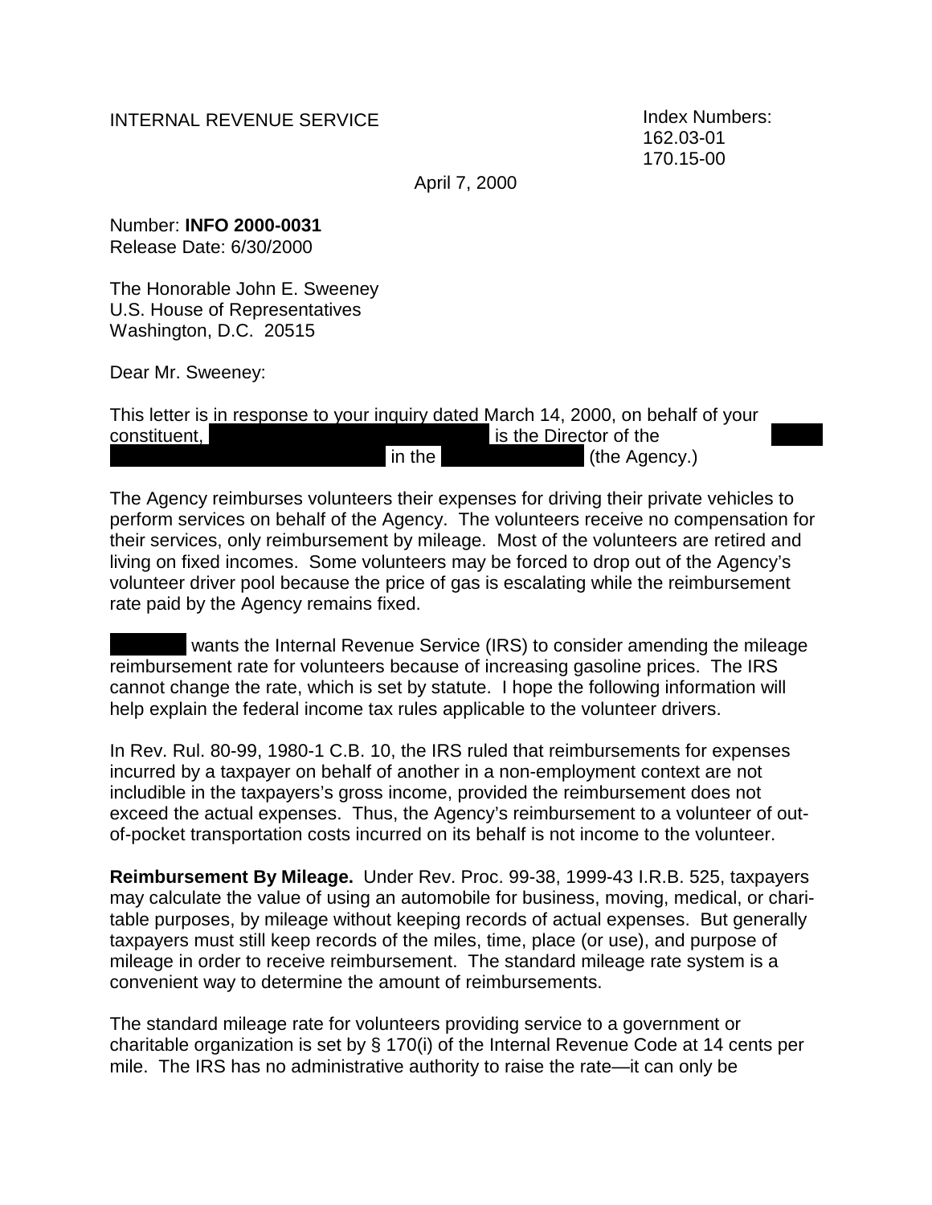INTERNAL REVENUE SERVICE

Index Numbers:
162.03-01
170.15-00

April 7, 2000

Number: **INFO 2000-0031**
Release Date: 6/30/2000

The Honorable John E. Sweeney
U.S. House of Representatives
Washington, D.C. 20515

Dear Mr. Sweeney:

This letter is in response to your inquiry dated March 14, 2000, on behalf of your constituent, ███████████ is the Director of the █████ ███████████ in the ██████ (the Agency.)

The Agency reimburses volunteers their expenses for driving their private vehicles to perform services on behalf of the Agency. The volunteers receive no compensation for their services, only reimbursement by mileage. Most of the volunteers are retired and living on fixed incomes. Some volunteers may be forced to drop out of the Agency's volunteer driver pool because the price of gas is escalating while the reimbursement rate paid by the Agency remains fixed.

███████ wants the Internal Revenue Service (IRS) to consider amending the mileage reimbursement rate for volunteers because of increasing gasoline prices. The IRS cannot change the rate, which is set by statute. I hope the following information will help explain the federal income tax rules applicable to the volunteer drivers.

In Rev. Rul. 80-99, 1980-1 C.B. 10, the IRS ruled that reimbursements for expenses incurred by a taxpayer on behalf of another in a non-employment context are not includible in the taxpayers's gross income, provided the reimbursement does not exceed the actual expenses. Thus, the Agency's reimbursement to a volunteer of out-of-pocket transportation costs incurred on its behalf is not income to the volunteer.

**Reimbursement By Mileage.** Under Rev. Proc. 99-38, 1999-43 I.R.B. 525, taxpayers may calculate the value of using an automobile for business, moving, medical, or charitable purposes, by mileage without keeping records of actual expenses. But generally taxpayers must still keep records of the miles, time, place (or use), and purpose of mileage in order to receive reimbursement. The standard mileage rate system is a convenient way to determine the amount of reimbursements.

The standard mileage rate for volunteers providing service to a government or charitable organization is set by § 170(i) of the Internal Revenue Code at 14 cents per mile. The IRS has no administrative authority to raise the rate—it can only be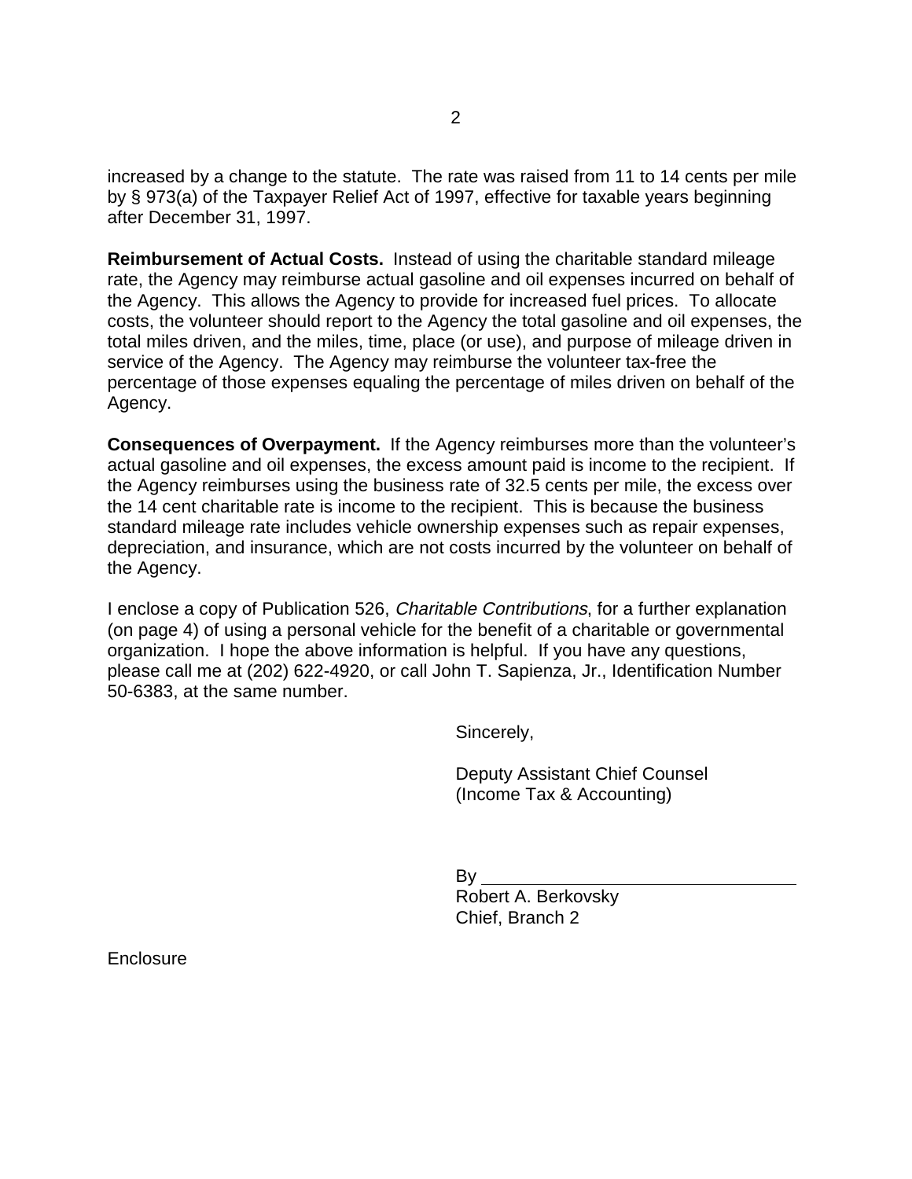increased by a change to the statute. The rate was raised from 11 to 14 cents per mile by § 973(a) of the Taxpayer Relief Act of 1997, effective for taxable years beginning after December 31, 1997.

**Reimbursement of Actual Costs.** Instead of using the charitable standard mileage rate, the Agency may reimburse actual gasoline and oil expenses incurred on behalf of the Agency. This allows the Agency to provide for increased fuel prices. To allocate costs, the volunteer should report to the Agency the total gasoline and oil expenses, the total miles driven, and the miles, time, place (or use), and purpose of mileage driven in service of the Agency. The Agency may reimburse the volunteer tax-free the percentage of those expenses equaling the percentage of miles driven on behalf of the Agency.

**Consequences of Overpayment.** If the Agency reimburses more than the volunteer's actual gasoline and oil expenses, the excess amount paid is income to the recipient. If the Agency reimburses using the business rate of 32.5 cents per mile, the excess over the 14 cent charitable rate is income to the recipient. This is because the business standard mileage rate includes vehicle ownership expenses such as repair expenses, depreciation, and insurance, which are not costs incurred by the volunteer on behalf of the Agency.

I enclose a copy of Publication 526, *Charitable Contributions*, for a further explanation (on page 4) of using a personal vehicle for the benefit of a charitable or governmental organization. I hope the above information is helpful. If you have any questions, please call me at (202) 622-4920, or call John T. Sapienza, Jr., Identification Number 50-6383, at the same number.

Sincerely,

Deputy Assistant Chief Counsel
(Income Tax & Accounting)

By ______________________________
Robert A. Berkovsky
Chief, Branch 2

Enclosure